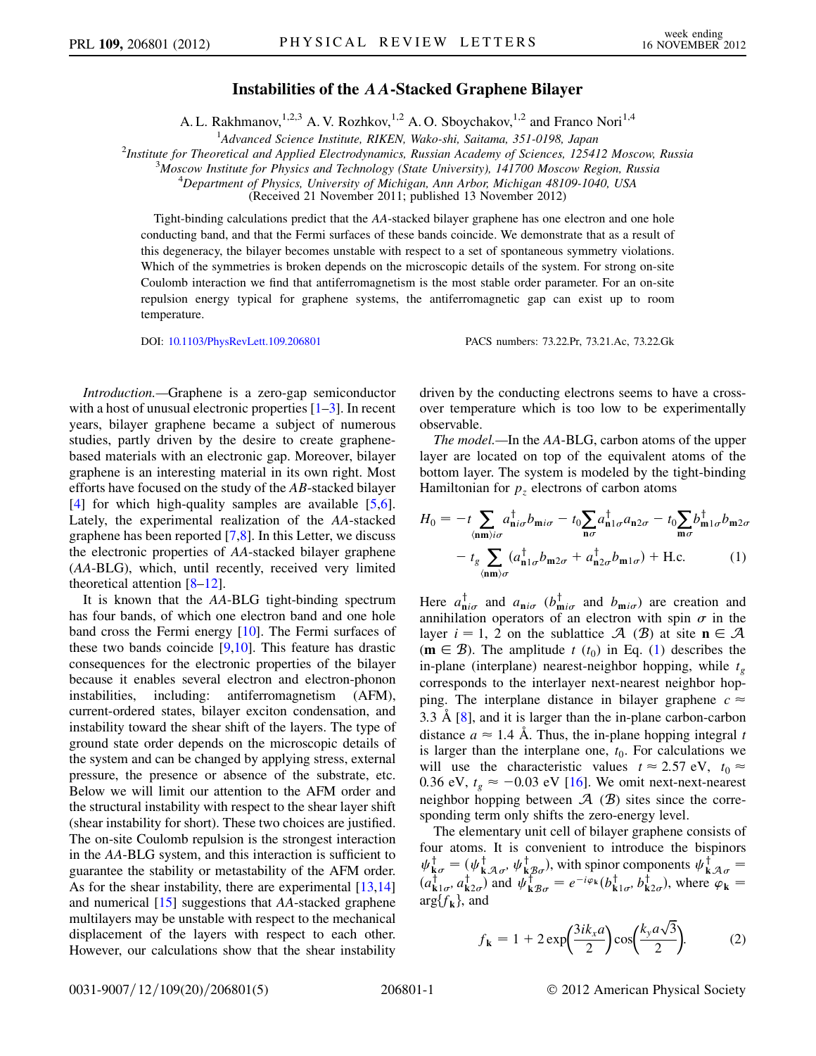# Instabilities of the $AA$-Stacked Graphene Bilayer

A. L. Rakhmanov,[1,2,3] A. V. Rozhkov,[1,2] A. O. Sboychakov,[1,2] and Franco Nori[1,4]

[1]Advanced Science Institute, RIKEN, Wako-shi, Saitama, 351-0198, Japan
[2]Institute for Theoretical and Applied Electrodynamics, Russian Academy of Sciences, 125412 Moscow, Russia
[3]Moscow Institute for Physics and Technology (State University), 141700 Moscow Region, Russia
[4]Department of Physics, University of Michigan, Ann Arbor, Michigan 48109-1040, USA
(Received 21 November 2011; published 13 November 2012)

Tight-binding calculations predict that the $AA$-stacked bilayer graphene has one electron and one hole conducting band, and that the Fermi surfaces of these bands coincide. We demonstrate that as a result of this degeneracy, the bilayer becomes unstable with respect to a set of spontaneous symmetry violations. Which of the symmetries is broken depends on the microscopic details of the system. For strong on-site Coulomb interaction we find that antiferromagnetism is the most stable order parameter. For an on-site repulsion energy typical for graphene systems, the antiferromagnetic gap can exist up to room temperature.

DOI: 10.1103/PhysRevLett.109.206801 PACS numbers: 73.22.Pr, 73.21.Ac, 73.22.Gk

*Introduction.*—Graphene is a zero-gap semiconductor with a host of unusual electronic properties [1–3]. In recent years, bilayer graphene became a subject of numerous studies, partly driven by the desire to create graphene-based materials with an electronic gap. Moreover, bilayer graphene is an interesting material in its own right. Most efforts have focused on the study of the $AB$-stacked bilayer [4] for which high-quality samples are available [5,6]. Lately, the experimental realization of the $AA$-stacked graphene has been reported [7,8]. In this Letter, we discuss the electronic properties of $AA$-stacked bilayer graphene ($AA$-BLG), which, until recently, received very limited theoretical attention [8–12].

It is known that the $AA$-BLG tight-binding spectrum has four bands, of which one electron band and one hole band cross the Fermi energy [10]. The Fermi surfaces of these two bands coincide [9,10]. This feature has drastic consequences for the electronic properties of the bilayer because it enables several electron and electron-phonon instabilities, including: antiferromagnetism (AFM), current-ordered states, bilayer exciton condensation, and instability toward the shear shift of the layers. The type of ground state order depends on the microscopic details of the system and can be changed by applying stress, external pressure, the presence or absence of the substrate, etc. Below we will limit our attention to the AFM order and the structural instability with respect to the shear layer shift (shear instability for short). These two choices are justified. The on-site Coulomb repulsion is the strongest interaction in the $AA$-BLG system, and this interaction is sufficient to guarantee the stability or metastability of the AFM order. As for the shear instability, there are experimental [13,14] and numerical [15] suggestions that $AA$-stacked graphene multilayers may be unstable with respect to the mechanical displacement of the layers with respect to each other. However, our calculations show that the shear instability driven by the conducting electrons seems to have a crossover temperature which is too low to be experimentally observable.

*The model.*—In the $AA$-BLG, carbon atoms of the upper layer are located on top of the equivalent atoms of the bottom layer. The system is modeled by the tight-binding Hamiltonian for $p_z$ electrons of carbon atoms

$$H_0 = -t\sum_{\langle\mathbf{nm}\rangle i\sigma} a^\dagger_{\mathbf{n}i\sigma} b_{\mathbf{m}i\sigma} - t_0\sum_{\mathbf{n}\sigma} a^\dagger_{\mathbf{n}1\sigma} a_{\mathbf{n}2\sigma} - t_0\sum_{\mathbf{m}\sigma} b^\dagger_{\mathbf{m}1\sigma} b_{\mathbf{m}2\sigma} - t_g\sum_{\langle\mathbf{nm}\rangle\sigma}(a^\dagger_{\mathbf{n}1\sigma} b_{\mathbf{m}2\sigma} + a^\dagger_{\mathbf{n}2\sigma} b_{\mathbf{m}1\sigma}) + \text{H.c.} \qquad (1)$$

Here $a^\dagger_{\mathbf{n}i\sigma}$ and $a_{\mathbf{n}i\sigma}$ ($b^\dagger_{\mathbf{m}i\sigma}$ and $b_{\mathbf{m}i\sigma}$) are creation and annihilation operators of an electron with spin $\sigma$ in the layer $i = 1, 2$ on the sublattice $\mathcal{A}$ ($\mathcal{B}$) at site $\mathbf{n} \in \mathcal{A}$ ($\mathbf{m} \in \mathcal{B}$). The amplitude $t$ ($t_0$) in Eq. (1) describes the in-plane (interplane) nearest-neighbor hopping, while $t_g$ corresponds to the interlayer next-nearest neighbor hopping. The interplane distance in bilayer graphene $c \approx 3.3$ Å [8], and it is larger than the in-plane carbon-carbon distance $a \approx 1.4$ Å. Thus, the in-plane hopping integral $t$ is larger than the interplane one, $t_0$. For calculations we will use the characteristic values $t \approx 2.57$ eV, $t_0 \approx 0.36$ eV, $t_g \approx -0.03$ eV [16]. We omit next-next-nearest neighbor hopping between $\mathcal{A}$ ($\mathcal{B}$) sites since the corresponding term only shifts the zero-energy level.

The elementary unit cell of bilayer graphene consists of four atoms. It is convenient to introduce the bispinors $\psi^\dagger_{\mathbf{k}\sigma} = (\psi^\dagger_{\mathbf{k}\mathcal{A}\sigma}, \psi^\dagger_{\mathbf{k}\mathcal{B}\sigma})$, with spinor components $\psi^\dagger_{\mathbf{k}\mathcal{A}\sigma} = (a^\dagger_{\mathbf{k}1\sigma}, a^\dagger_{\mathbf{k}2\sigma})$ and $\psi^\dagger_{\mathbf{k}\mathcal{B}\sigma} = e^{-i\varphi_\mathbf{k}}(b^\dagger_{\mathbf{k}1\sigma}, b^\dagger_{\mathbf{k}2\sigma})$, where $\varphi_\mathbf{k} = \arg\{f_\mathbf{k}\}$, and

$$f_\mathbf{k} = 1 + 2\exp\left(\frac{3ik_x a}{2}\right)\cos\left(\frac{k_y a\sqrt{3}}{2}\right). \qquad (2)$$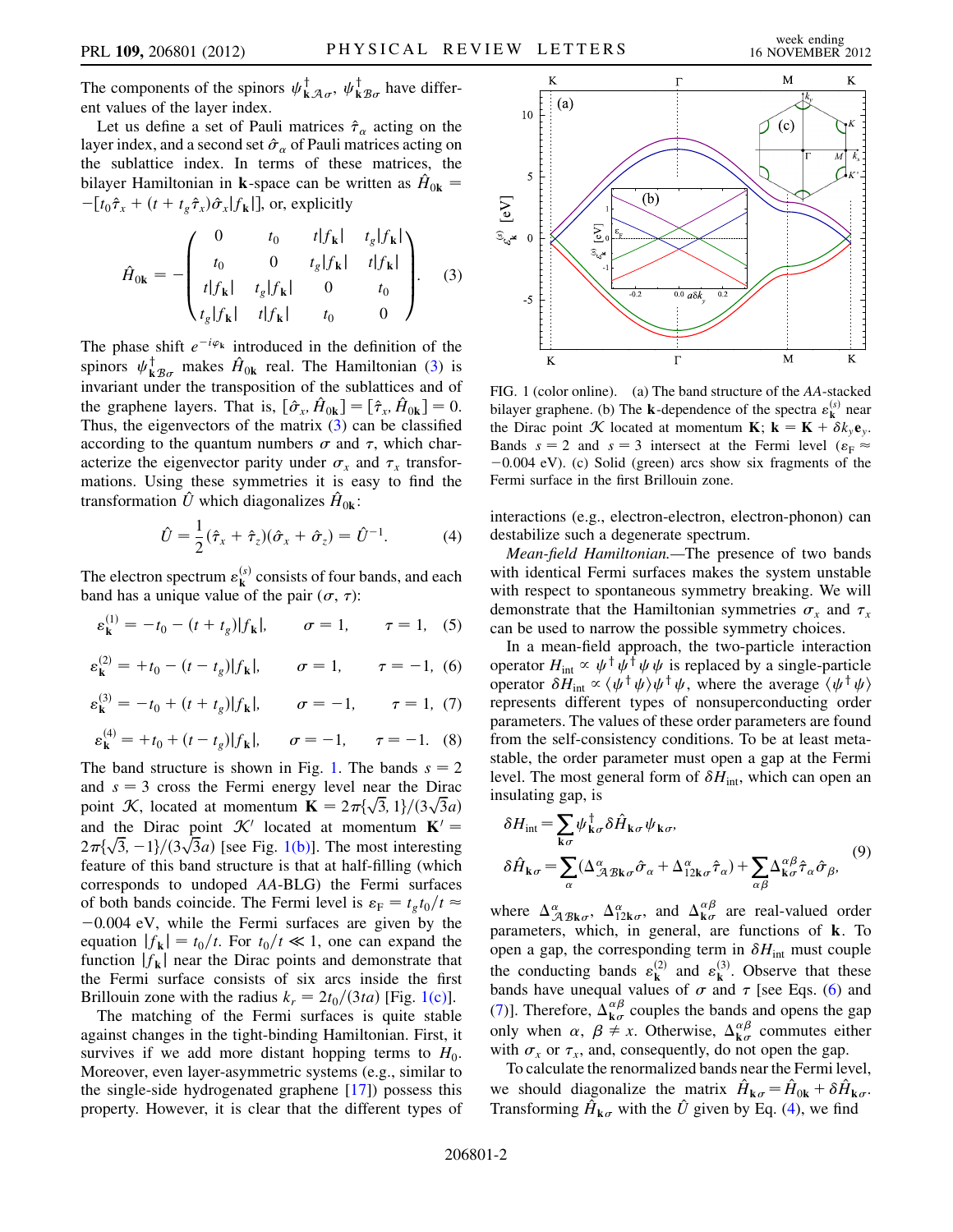The components of the spinors $\psi^\dagger_{\mathbf{k}\mathcal{A}\sigma}$, $\psi^\dagger_{\mathbf{k}\mathcal{B}\sigma}$ have different values of the layer index.

Let us define a set of Pauli matrices $\hat{\tau}_\alpha$ acting on the layer index, and a second set $\hat{\sigma}_\alpha$ of Pauli matrices acting on the sublattice index. In terms of these matrices, the bilayer Hamiltonian in $\mathbf{k}$-space can be written as $\hat{H}_{0\mathbf{k}} = -[t_0\hat{\tau}_x + (t + t_g\hat{\tau}_x)\hat{\sigma}_x|f_\mathbf{k}|]$, or, explicitly

$$\hat{H}_{0\mathbf{k}} = -\begin{pmatrix} 0 & t_0 & t|f_\mathbf{k}| & t_g|f_\mathbf{k}| \\ t_0 & 0 & t_g|f_\mathbf{k}| & t|f_\mathbf{k}| \\ t|f_\mathbf{k}| & t_g|f_\mathbf{k}| & 0 & t_0 \\ t_g|f_\mathbf{k}| & t|f_\mathbf{k}| & t_0 & 0 \end{pmatrix}. \quad (3)$$

The phase shift $e^{-i\varphi_\mathbf{k}}$ introduced in the definition of the spinors $\psi^\dagger_{\mathbf{k}\mathcal{B}\sigma}$ makes $\hat{H}_{0\mathbf{k}}$ real. The Hamiltonian (3) is invariant under the transposition of the sublattices and of the graphene layers. That is, $[\hat{\sigma}_x, \hat{H}_{0\mathbf{k}}] = [\hat{\tau}_x, \hat{H}_{0\mathbf{k}}] = 0$. Thus, the eigenvectors of the matrix (3) can be classified according to the quantum numbers $\sigma$ and $\tau$, which characterize the eigenvector parity under $\sigma_x$ and $\tau_x$ transformations. Using these symmetries it is easy to find the transformation $\hat{U}$ which diagonalizes $\hat{H}_{0\mathbf{k}}$:

$$\hat{U} = \frac{1}{2}(\hat{\tau}_x + \hat{\tau}_z)(\hat{\sigma}_x + \hat{\sigma}_z) = \hat{U}^{-1}. \quad (4)$$

The electron spectrum $\varepsilon^{(s)}_\mathbf{k}$ consists of four bands, and each band has a unique value of the pair $(\sigma, \tau)$:

$$\varepsilon^{(1)}_\mathbf{k} = -t_0 - (t + t_g)|f_\mathbf{k}|, \qquad \sigma = 1, \qquad \tau = 1, \quad (5)$$

$$\varepsilon^{(2)}_\mathbf{k} = +t_0 - (t - t_g)|f_\mathbf{k}|, \qquad \sigma = 1, \qquad \tau = -1, \quad (6)$$

$$\varepsilon^{(3)}_\mathbf{k} = -t_0 + (t + t_g)|f_\mathbf{k}|, \qquad \sigma = -1, \qquad \tau = 1, \quad (7)$$

$$\varepsilon^{(4)}_\mathbf{k} = +t_0 + (t - t_g)|f_\mathbf{k}|, \qquad \sigma = -1, \qquad \tau = -1. \quad (8)$$

The band structure is shown in Fig. 1. The bands $s = 2$ and $s = 3$ cross the Fermi energy level near the Dirac point $\mathcal{K}$, located at momentum $\mathbf{K} = 2\pi\{\sqrt{3}, 1\}/(3\sqrt{3}a)$ and the Dirac point $\mathcal{K}'$ located at momentum $\mathbf{K}' = 2\pi\{\sqrt{3}, -1\}/(3\sqrt{3}a)$ [see Fig. 1(b)]. The most interesting feature of this band structure is that at half-filling (which corresponds to undoped *AA*-BLG) the Fermi surfaces of both bands coincide. The Fermi level is $\varepsilon_F = t_g t_0/t \approx -0.004$ eV, while the Fermi surfaces are given by the equation $|f_\mathbf{k}| = t_0/t$. For $t_0/t \ll 1$, one can expand the function $|f_\mathbf{k}|$ near the Dirac points and demonstrate that the Fermi surface consists of six arcs inside the first Brillouin zone with the radius $k_r = 2t_0/(3ta)$ [Fig. 1(c)].

The matching of the Fermi surfaces is quite stable against changes in the tight-binding Hamiltonian. First, it survives if we add more distant hopping terms to $H_0$. Moreover, even layer-asymmetric systems (e.g., similar to the single-side hydrogenated graphene [17]) possess this property. However, it is clear that the different types of interactions (e.g., electron-electron, electron-phonon) can destabilize such a degenerate spectrum.

FIG. 1 (color online). (a) The band structure of the *AA*-stacked bilayer graphene. (b) The $\mathbf{k}$-dependence of the spectra $\varepsilon^{(s)}_\mathbf{k}$ near the Dirac point $\mathcal{K}$ located at momentum $\mathbf{K}$; $\mathbf{k} = \mathbf{K} + \delta k_y \mathbf{e}_y$. Bands $s = 2$ and $s = 3$ intersect at the Fermi level ($\varepsilon_F \approx -0.004$ eV). (c) Solid (green) arcs show six fragments of the Fermi surface in the first Brillouin zone.

*Mean-field Hamiltonian.*—The presence of two bands with identical Fermi surfaces makes the system unstable with respect to spontaneous symmetry breaking. We will demonstrate that the Hamiltonian symmetries $\sigma_x$ and $\tau_x$ can be used to narrow the possible symmetry choices.

In a mean-field approach, the two-particle interaction operator $H_{\text{int}} \propto \psi^\dagger\psi^\dagger\psi\psi$ is replaced by a single-particle operator $\delta H_{\text{int}} \propto \langle\psi^\dagger\psi\rangle\psi^\dagger\psi$, where the average $\langle\psi^\dagger\psi\rangle$ represents different types of nonsuperconducting order parameters. The values of these order parameters are found from the self-consistency conditions. To be at least metastable, the order parameter must open a gap at the Fermi level. The most general form of $\delta H_{\text{int}}$, which can open an insulating gap, is

$$\delta H_{\text{int}} = \sum_{\mathbf{k}\sigma} \psi^\dagger_{\mathbf{k}\sigma}\delta\hat{H}_{\mathbf{k}\sigma}\psi_{\mathbf{k}\sigma},$$
$$\delta\hat{H}_{\mathbf{k}\sigma} = \sum_\alpha (\Delta^\alpha_{\mathcal{AB}\mathbf{k}\sigma}\hat{\sigma}_\alpha + \Delta^\alpha_{12\mathbf{k}\sigma}\hat{\tau}_\alpha) + \sum_{\alpha\beta}\Delta^{\alpha\beta}_{\mathbf{k}\sigma}\hat{\tau}_\alpha\hat{\sigma}_\beta, \quad (9)$$

where $\Delta^\alpha_{\mathcal{AB}\mathbf{k}\sigma}$, $\Delta^\alpha_{12\mathbf{k}\sigma}$, and $\Delta^{\alpha\beta}_{\mathbf{k}\sigma}$ are real-valued order parameters, which, in general, are functions of $\mathbf{k}$. To open a gap, the corresponding term in $\delta H_{\text{int}}$ must couple the conducting bands $\varepsilon^{(2)}_\mathbf{k}$ and $\varepsilon^{(3)}_\mathbf{k}$. Observe that these bands have unequal values of $\sigma$ and $\tau$ [see Eqs. (6) and (7)]. Therefore, $\Delta^{\alpha\beta}_{\mathbf{k}\sigma}$ couples the bands and opens the gap only when $\alpha$, $\beta \neq x$. Otherwise, $\Delta^{\alpha\beta}_{\mathbf{k}\sigma}$ commutes either with $\sigma_x$ or $\tau_x$, and, consequently, do not open the gap.

To calculate the renormalized bands near the Fermi level, we should diagonalize the matrix $\hat{H}_{\mathbf{k}\sigma} = \hat{H}_{0\mathbf{k}} + \delta\hat{H}_{\mathbf{k}\sigma}$. Transforming $\hat{H}_{\mathbf{k}\sigma}$ with the $\hat{U}$ given by Eq. (4), we find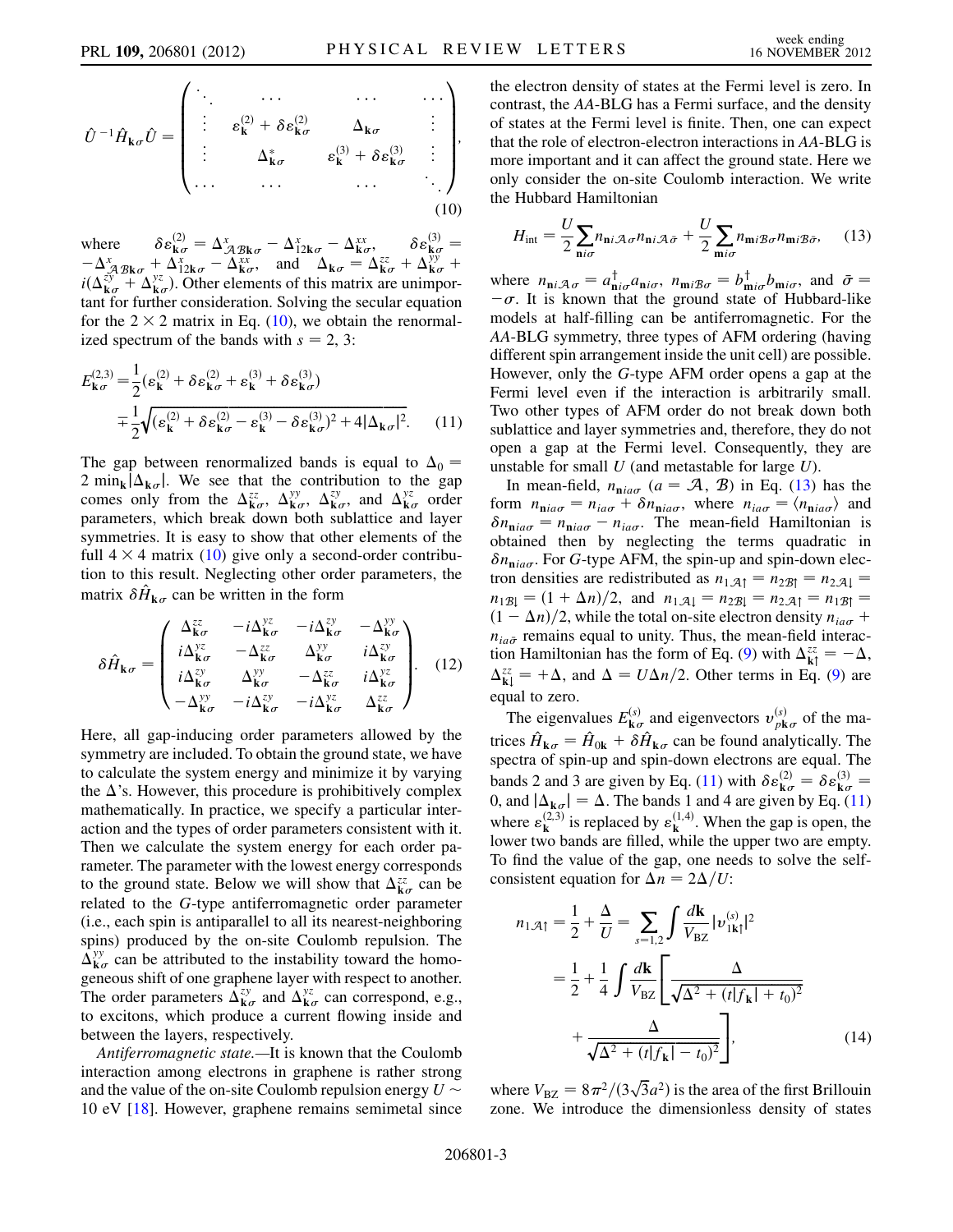$$
\hat{U}^{-1}\hat{H}_{\mathbf{k}\sigma}\hat{U} = \begin{pmatrix} \ddots & \cdots & \cdots & \cdots \\ \vdots & \varepsilon^{(2)}_{\mathbf{k}} + \delta\varepsilon^{(2)}_{\mathbf{k}\sigma} & \Delta_{\mathbf{k}\sigma} & \vdots \\ \vdots & \Delta^{*}_{\mathbf{k}\sigma} & \varepsilon^{(3)}_{\mathbf{k}} + \delta\varepsilon^{(3)}_{\mathbf{k}\sigma} & \vdots \\ \cdots & \cdots & \cdots & \ddots \end{pmatrix}, \tag{10}
$$

where $\delta\varepsilon^{(2)}_{\mathbf{k}\sigma} = \Delta^{x}_{\mathcal{A}\mathcal{B}\mathbf{k}\sigma} - \Delta^{x}_{12\mathbf{k}\sigma} - \Delta^{xx}_{\mathbf{k}\sigma}$, $\delta\varepsilon^{(3)}_{\mathbf{k}\sigma} = -\Delta^{x}_{\mathcal{A}\mathcal{B}\mathbf{k}\sigma} + \Delta^{x}_{12\mathbf{k}\sigma} - \Delta^{xx}_{\mathbf{k}\sigma}$, and $\Delta_{\mathbf{k}\sigma} = \Delta^{zz}_{\mathbf{k}\sigma} + \Delta^{yy}_{\mathbf{k}\sigma} + i(\Delta^{zy}_{\mathbf{k}\sigma} + \Delta^{yz}_{\mathbf{k}\sigma})$. Other elements of this matrix are unimportant for further consideration. Solving the secular equation for the $2 \times 2$ matrix in Eq. (10), we obtain the renormalized spectrum of the bands with $s = 2, 3$:

$$
\begin{aligned}
E^{(2,3)}_{\mathbf{k}\sigma} &= \frac{1}{2}(\varepsilon^{(2)}_{\mathbf{k}} + \delta\varepsilon^{(2)}_{\mathbf{k}\sigma} + \varepsilon^{(3)}_{\mathbf{k}} + \delta\varepsilon^{(3)}_{\mathbf{k}\sigma}) \\
&\mp \frac{1}{2}\sqrt{(\varepsilon^{(2)}_{\mathbf{k}} + \delta\varepsilon^{(2)}_{\mathbf{k}\sigma} - \varepsilon^{(3)}_{\mathbf{k}} - \delta\varepsilon^{(3)}_{\mathbf{k}\sigma})^2 + 4|\Delta_{\mathbf{k}\sigma}|^2}.
\end{aligned} \tag{11}
$$

The gap between renormalized bands is equal to $\Delta_0 = 2\min_{\mathbf{k}}|\Delta_{\mathbf{k}\sigma}|$. We see that the contribution to the gap comes only from the $\Delta^{zz}_{\mathbf{k}\sigma}$, $\Delta^{yy}_{\mathbf{k}\sigma}$, $\Delta^{zy}_{\mathbf{k}\sigma}$, and $\Delta^{yz}_{\mathbf{k}\sigma}$ order parameters, which break down both sublattice and layer symmetries. It is easy to show that other elements of the full $4 \times 4$ matrix (10) give only a second-order contribution to this result. Neglecting other order parameters, the matrix $\delta\hat{H}_{\mathbf{k}\sigma}$ can be written in the form

$$
\delta\hat{H}_{\mathbf{k}\sigma} = \begin{pmatrix} \Delta^{zz}_{\mathbf{k}\sigma} & -i\Delta^{yz}_{\mathbf{k}\sigma} & -i\Delta^{zy}_{\mathbf{k}\sigma} & -\Delta^{yy}_{\mathbf{k}\sigma} \\ i\Delta^{yz}_{\mathbf{k}\sigma} & -\Delta^{zz}_{\mathbf{k}\sigma} & \Delta^{yy}_{\mathbf{k}\sigma} & i\Delta^{zy}_{\mathbf{k}\sigma} \\ i\Delta^{zy}_{\mathbf{k}\sigma} & \Delta^{yy}_{\mathbf{k}\sigma} & -\Delta^{zz}_{\mathbf{k}\sigma} & i\Delta^{yz}_{\mathbf{k}\sigma} \\ -\Delta^{yy}_{\mathbf{k}\sigma} & -i\Delta^{zy}_{\mathbf{k}\sigma} & -i\Delta^{yz}_{\mathbf{k}\sigma} & \Delta^{zz}_{\mathbf{k}\sigma} \end{pmatrix}. \tag{12}
$$

Here, all gap-inducing order parameters allowed by the symmetry are included. To obtain the ground state, we have to calculate the system energy and minimize it by varying the $\Delta$'s. However, this procedure is prohibitively complex mathematically. In practice, we specify a particular interaction and the types of order parameters consistent with it. Then we calculate the system energy for each order parameter. The parameter with the lowest energy corresponds to the ground state. Below we will show that $\Delta^{zz}_{\mathbf{k}\sigma}$ can be related to the $G$-type antiferromagnetic order parameter (i.e., each spin is antiparallel to all its nearest-neighboring spins) produced by the on-site Coulomb repulsion. The $\Delta^{yy}_{\mathbf{k}\sigma}$ can be attributed to the instability toward the homogeneous shift of one graphene layer with respect to another. The order parameters $\Delta^{zy}_{\mathbf{k}\sigma}$ and $\Delta^{yz}_{\mathbf{k}\sigma}$ can correspond, e.g., to excitons, which produce a current flowing inside and between the layers, respectively.

*Antiferromagnetic state.*—It is known that the Coulomb interaction among electrons in graphene is rather strong and the value of the on-site Coulomb repulsion energy $U \sim 10$ eV [18]. However, graphene remains semimetal since the electron density of states at the Fermi level is zero. In contrast, the $AA$-BLG has a Fermi surface, and the density of states at the Fermi level is finite. Then, one can expect that the role of electron-electron interactions in $AA$-BLG is more important and it can affect the ground state. Here we only consider the on-site Coulomb interaction. We write the Hubbard Hamiltonian

$$
H_{\text{int}} = \frac{U}{2}\sum_{\mathbf{n}i\sigma} n_{\mathbf{n}i\mathcal{A}\sigma} n_{\mathbf{n}i\mathcal{A}\bar{\sigma}} + \frac{U}{2}\sum_{\mathbf{m}i\sigma} n_{\mathbf{m}i\mathcal{B}\sigma} n_{\mathbf{m}i\mathcal{B}\bar{\sigma}}, \tag{13}
$$

where $n_{\mathbf{n}i\mathcal{A}\sigma} = a^{\dagger}_{\mathbf{n}i\sigma}a_{\mathbf{n}i\sigma}$, $n_{\mathbf{m}i\mathcal{B}\sigma} = b^{\dagger}_{\mathbf{m}i\sigma}b_{\mathbf{m}i\sigma}$, and $\bar{\sigma} = -\sigma$. It is known that the ground state of Hubbard-like models at half-filling can be antiferromagnetic. For the $AA$-BLG symmetry, three types of AFM ordering (having different spin arrangement inside the unit cell) are possible. However, only the $G$-type AFM order opens a gap at the Fermi level even if the interaction is arbitrarily small. Two other types of AFM order do not break down both sublattice and layer symmetries and, therefore, they do not open a gap at the Fermi level. Consequently, they are unstable for small $U$ (and metastable for large $U$).

In mean-field, $n_{\mathbf{n}ia\sigma}$ ($a = \mathcal{A}, \mathcal{B}$) in Eq. (13) has the form $n_{\mathbf{n}ia\sigma} = n_{ia\sigma} + \delta n_{\mathbf{n}ia\sigma}$, where $n_{ia\sigma} = \langle n_{\mathbf{n}ia\sigma}\rangle$ and $\delta n_{\mathbf{n}ia\sigma} = n_{\mathbf{n}ia\sigma} - n_{ia\sigma}$. The mean-field Hamiltonian is obtained then by neglecting the terms quadratic in $\delta n_{\mathbf{n}ia\sigma}$. For $G$-type AFM, the spin-up and spin-down electron densities are redistributed as $n_{1\mathcal{A}\uparrow} = n_{2\mathcal{B}\uparrow} = n_{2\mathcal{A}\downarrow} = n_{1\mathcal{B}\downarrow} = (1 + \Delta n)/2$, and $n_{1\mathcal{A}\downarrow} = n_{2\mathcal{B}\downarrow} = n_{2\mathcal{A}\uparrow} = n_{1\mathcal{B}\uparrow} = (1 - \Delta n)/2$, while the total on-site electron density $n_{ia\sigma} + n_{ia\bar{\sigma}}$ remains equal to unity. Thus, the mean-field interaction Hamiltonian has the form of Eq. (9) with $\Delta^{zz}_{\mathbf{k}\uparrow} = -\Delta$, $\Delta^{zz}_{\mathbf{k}\downarrow} = +\Delta$, and $\Delta = U\Delta n/2$. Other terms in Eq. (9) are equal to zero.

The eigenvalues $E^{(s)}_{\mathbf{k}\sigma}$ and eigenvectors $v^{(s)}_{p\mathbf{k}\sigma}$ of the matrices $\hat{H}_{\mathbf{k}\sigma} = \hat{H}_{0\mathbf{k}} + \delta\hat{H}_{\mathbf{k}\sigma}$ can be found analytically. The spectra of spin-up and spin-down electrons are equal. The bands 2 and 3 are given by Eq. (11) with $\delta\varepsilon^{(2)}_{\mathbf{k}\sigma} = \delta\varepsilon^{(3)}_{\mathbf{k}\sigma} = 0$, and $|\Delta_{\mathbf{k}\sigma}| = \Delta$. The bands 1 and 4 are given by Eq. (11) where $\varepsilon^{(2,3)}_{\mathbf{k}}$ is replaced by $\varepsilon^{(1,4)}_{\mathbf{k}}$. When the gap is open, the lower two bands are filled, while the upper two are empty. To find the value of the gap, one needs to solve the self-consistent equation for $\Delta n = 2\Delta/U$:

$$
\begin{aligned}
n_{1\mathcal{A}\uparrow} = \frac{1}{2} + \frac{\Delta}{U} &= \sum_{s=1,2}\int \frac{d\mathbf{k}}{V_{\text{BZ}}}|v^{(s)}_{1\mathbf{k}\uparrow}|^2 \\
&= \frac{1}{2} + \frac{1}{4}\int \frac{d\mathbf{k}}{V_{\text{BZ}}}\left[\frac{\Delta}{\sqrt{\Delta^2 + (t|f_{\mathbf{k}}| + t_0)^2}}\right. \\
&\quad \left. + \frac{\Delta}{\sqrt{\Delta^2 + (t|f_{\mathbf{k}}| - t_0)^2}}\right],
\end{aligned} \tag{14}
$$

where $V_{\text{BZ}} = 8\pi^2/(3\sqrt{3}a^2)$ is the area of the first Brillouin zone. We introduce the dimensionless density of states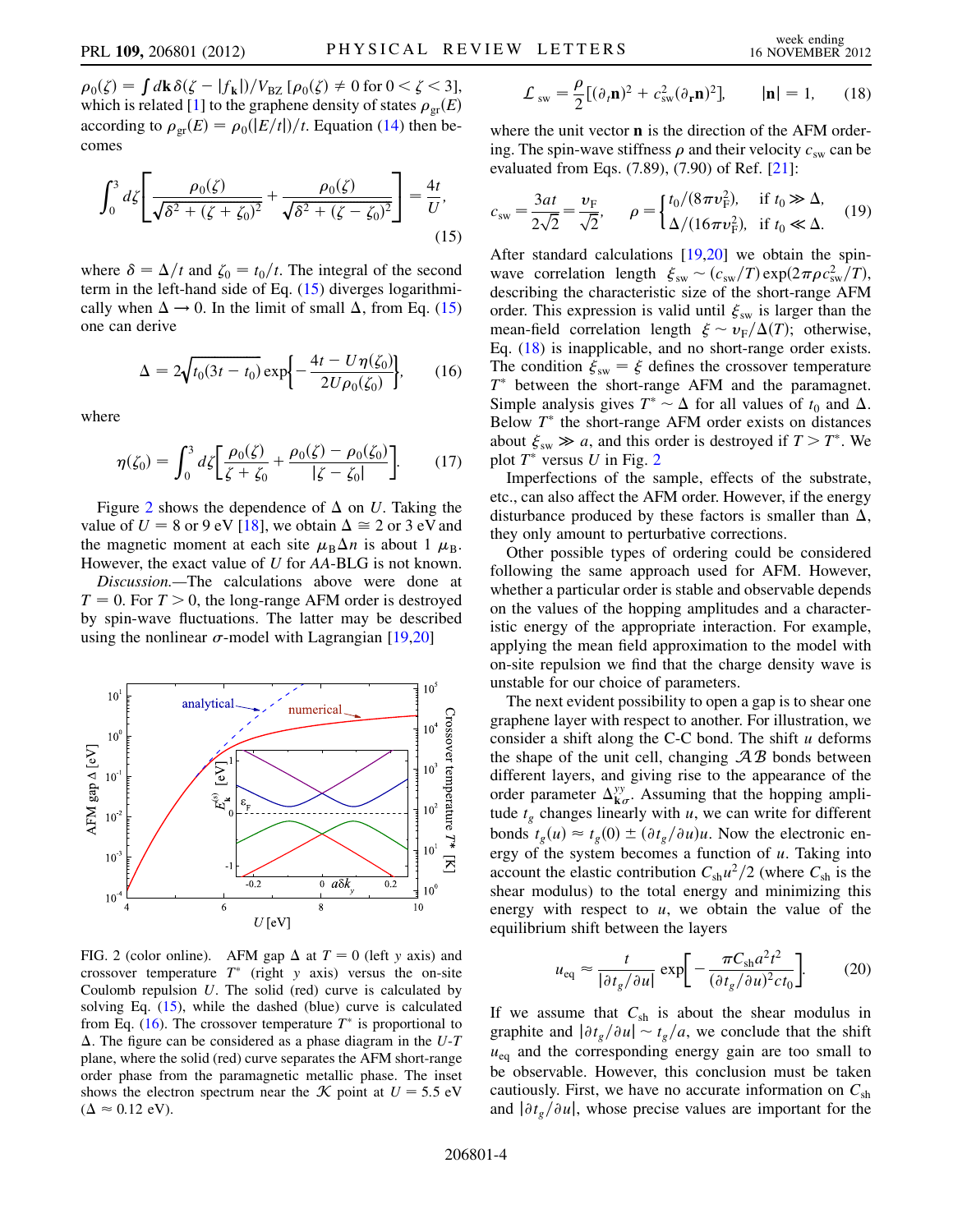$\rho_0(\zeta) = \int d\mathbf{k}\,\delta(\zeta - |f_\mathbf{k}|)/V_{\rm BZ}$ [$\rho_0(\zeta) \neq 0$ for $0 < \zeta < 3$], which is related [1] to the graphene density of states $\rho_{\rm gr}(E)$ according to $\rho_{\rm gr}(E) = \rho_0(|E/t|)/t$. Equation (14) then becomes

$$\int_0^3 d\zeta \left[ \frac{\rho_0(\zeta)}{\sqrt{\delta^2 + (\zeta + \zeta_0)^2}} + \frac{\rho_0(\zeta)}{\sqrt{\delta^2 + (\zeta - \zeta_0)^2}} \right] = \frac{4t}{U}, \tag{15}$$

where $\delta = \Delta/t$ and $\zeta_0 = t_0/t$. The integral of the second term in the left-hand side of Eq. (15) diverges logarithmically when $\Delta \to 0$. In the limit of small $\Delta$, from Eq. (15) one can derive

$$\Delta = 2\sqrt{t_0(3t - t_0)} \exp\left\{ -\frac{4t - U\eta(\zeta_0)}{2U\rho_0(\zeta_0)} \right\}, \tag{16}$$

where

$$\eta(\zeta_0) = \int_0^3 d\zeta \left[ \frac{\rho_0(\zeta)}{\zeta + \zeta_0} + \frac{\rho_0(\zeta) - \rho_0(\zeta_0)}{|\zeta - \zeta_0|} \right]. \tag{17}$$

Figure 2 shows the dependence of $\Delta$ on $U$. Taking the value of $U = 8$ or $9$ eV [18], we obtain $\Delta \cong 2$ or $3$ eV and the magnetic moment at each site $\mu_B \Delta n$ is about 1 $\mu_B$. However, the exact value of $U$ for $AA$-BLG is not known.

*Discussion.*—The calculations above were done at $T = 0$. For $T > 0$, the long-range AFM order is destroyed by spin-wave fluctuations. The latter may be described using the nonlinear $\sigma$-model with Lagrangian [19,20]

FIG. 2 (color online). AFM gap $\Delta$ at $T = 0$ (left $y$ axis) and crossover temperature $T^*$ (right $y$ axis) versus the on-site Coulomb repulsion $U$. The solid (red) curve is calculated by solving Eq. (15), while the dashed (blue) curve is calculated from Eq. (16). The crossover temperature $T^*$ is proportional to $\Delta$. The figure can be considered as a phase diagram in the $U$-$T$ plane, where the solid (red) curve separates the AFM short-range order phase from the paramagnetic metallic phase. The inset shows the electron spectrum near the $\mathcal{K}$ point at $U = 5.5$ eV ($\Delta \approx 0.12$ eV).

$$\mathcal{L}_{\rm sw} = \frac{\rho}{2}[(\partial_t \mathbf{n})^2 + c_{\rm sw}^2(\partial_\mathbf{r} \mathbf{n})^2], \qquad |\mathbf{n}| = 1, \tag{18}$$

where the unit vector $\mathbf{n}$ is the direction of the AFM ordering. The spin-wave stiffness $\rho$ and their velocity $c_{\rm sw}$ can be evaluated from Eqs. (7.89), (7.90) of Ref. [21]:

$$c_{\rm sw} = \frac{3at}{2\sqrt{2}} = \frac{v_{\rm F}}{\sqrt{2}}, \qquad \rho = \begin{cases} t_0/(8\pi v_{\rm F}^2), & \text{if } t_0 \gg \Delta, \\ \Delta/(16\pi v_{\rm F}^2), & \text{if } t_0 \ll \Delta. \end{cases} \tag{19}$$

After standard calculations [19,20] we obtain the spin-wave correlation length $\xi_{\rm sw} \sim (c_{\rm sw}/T)\exp(2\pi\rho c_{\rm sw}^2/T)$, describing the characteristic size of the short-range AFM order. This expression is valid until $\xi_{\rm sw}$ is larger than the mean-field correlation length $\xi \sim v_{\rm F}/\Delta(T)$; otherwise, Eq. (18) is inapplicable, and no short-range order exists. The condition $\xi_{\rm sw} = \xi$ defines the crossover temperature $T^*$ between the short-range AFM and the paramagnet. Simple analysis gives $T^* \sim \Delta$ for all values of $t_0$ and $\Delta$. Below $T^*$ the short-range AFM order exists on distances about $\xi_{\rm sw} \gg a$, and this order is destroyed if $T > T^*$. We plot $T^*$ versus $U$ in Fig. 2

Imperfections of the sample, effects of the substrate, etc., can also affect the AFM order. However, if the energy disturbance produced by these factors is smaller than $\Delta$, they only amount to perturbative corrections.

Other possible types of ordering could be considered following the same approach used for AFM. However, whether a particular order is stable and observable depends on the values of the hopping amplitudes and a characteristic energy of the appropriate interaction. For example, applying the mean field approximation to the model with on-site repulsion we find that the charge density wave is unstable for our choice of parameters.

The next evident possibility to open a gap is to shear one graphene layer with respect to another. For illustration, we consider a shift along the C-C bond. The shift $u$ deforms the shape of the unit cell, changing $\mathcal{AB}$ bonds between different layers, and giving rise to the appearance of the order parameter $\Delta_{\mathbf{k}\sigma}^{yy}$. Assuming that the hopping amplitude $t_g$ changes linearly with $u$, we can write for different bonds $t_g(u) \approx t_g(0) \pm (\partial t_g/\partial u)u$. Now the electronic energy of the system becomes a function of $u$. Taking into account the elastic contribution $C_{\rm sh}u^2/2$ (where $C_{\rm sh}$ is the shear modulus) to the total energy and minimizing this energy with respect to $u$, we obtain the value of the equilibrium shift between the layers

$$u_{\rm eq} \approx \frac{t}{|\partial t_g/\partial u|} \exp\left[ -\frac{\pi C_{\rm sh} a^2 t^2}{(\partial t_g/\partial u)^2 c t_0} \right]. \tag{20}$$

If we assume that $C_{\rm sh}$ is about the shear modulus in graphite and $|\partial t_g/\partial u| \sim t_g/a$, we conclude that the shift $u_{\rm eq}$ and the corresponding energy gain are too small to be observable. However, this conclusion must be taken cautiously. First, we have no accurate information on $C_{\rm sh}$ and $|\partial t_g/\partial u|$, whose precise values are important for the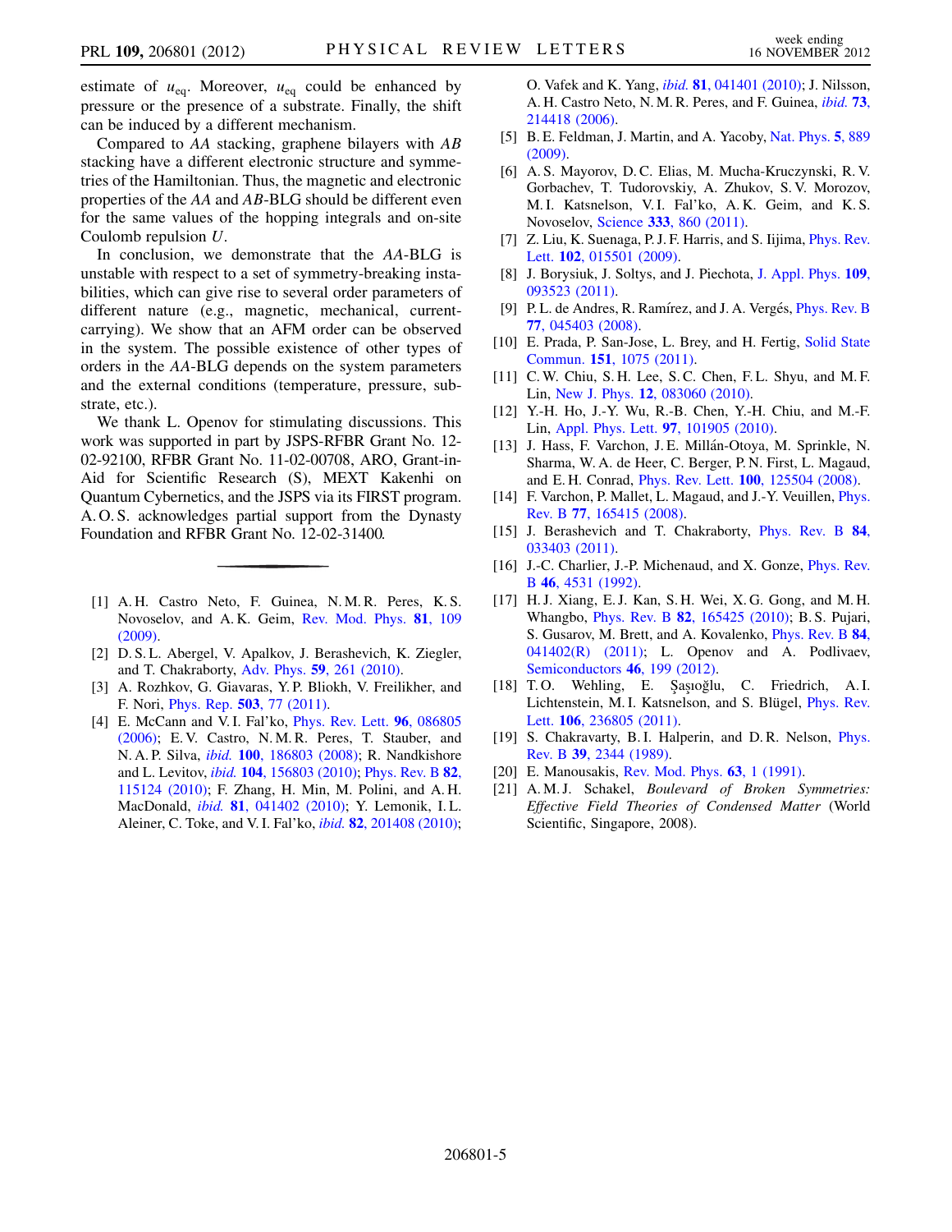estimate of $u_{\rm eq}$. Moreover, $u_{\rm eq}$ could be enhanced by pressure or the presence of a substrate. Finally, the shift can be induced by a different mechanism.

Compared to *AA* stacking, graphene bilayers with *AB* stacking have a different electronic structure and symmetries of the Hamiltonian. Thus, the magnetic and electronic properties of the *AA* and *AB*-BLG should be different even for the same values of the hopping integrals and on-site Coulomb repulsion $U$.

In conclusion, we demonstrate that the *AA*-BLG is unstable with respect to a set of symmetry-breaking instabilities, which can give rise to several order parameters of different nature (e.g., magnetic, mechanical, current-carrying). We show that an AFM order can be observed in the system. The possible existence of other types of orders in the *AA*-BLG depends on the system parameters and the external conditions (temperature, pressure, substrate, etc.).

We thank L. Openov for stimulating discussions. This work was supported in part by JSPS-RFBR Grant No. 12-02-92100, RFBR Grant No. 11-02-00708, ARO, Grant-in-Aid for Scientific Research (S), MEXT Kakenhi on Quantum Cybernetics, and the JSPS via its FIRST program. A. O. S. acknowledges partial support from the Dynasty Foundation and RFBR Grant No. 12-02-31400.

---

[1] A. H. Castro Neto, F. Guinea, N. M. R. Peres, K. S. Novoselov, and A. K. Geim, Rev. Mod. Phys. **81**, 109 (2009).

[2] D. S. L. Abergel, V. Apalkov, J. Berashevich, K. Ziegler, and T. Chakraborty, Adv. Phys. **59**, 261 (2010).

[3] A. Rozhkov, G. Giavaras, Y. P. Bliokh, V. Freilikher, and F. Nori, Phys. Rep. **503**, 77 (2011).

[4] E. McCann and V. I. Fal'ko, Phys. Rev. Lett. **96**, 086805 (2006); E. V. Castro, N. M. R. Peres, T. Stauber, and N. A. P. Silva, *ibid.* **100**, 186803 (2008); R. Nandkishore and L. Levitov, *ibid.* **104**, 156803 (2010); Phys. Rev. B **82**, 115124 (2010); F. Zhang, H. Min, M. Polini, and A. H. MacDonald, *ibid.* **81**, 041402 (2010); Y. Lemonik, I. L. Aleiner, C. Toke, and V. I. Fal'ko, *ibid.* **82**, 201408 (2010); O. Vafek and K. Yang, *ibid.* **81**, 041401 (2010); J. Nilsson, A. H. Castro Neto, N. M. R. Peres, and F. Guinea, *ibid.* **73**, 214418 (2006).

[5] B. E. Feldman, J. Martin, and A. Yacoby, Nat. Phys. **5**, 889 (2009).

[6] A. S. Mayorov, D. C. Elias, M. Mucha-Kruczynski, R. V. Gorbachev, T. Tudorovskiy, A. Zhukov, S. V. Morozov, M. I. Katsnelson, V. I. Fal'ko, A. K. Geim, and K. S. Novoselov, Science **333**, 860 (2011).

[7] Z. Liu, K. Suenaga, P. J. F. Harris, and S. Iijima, Phys. Rev. Lett. **102**, 015501 (2009).

[8] J. Borysiuk, J. Soltys, and J. Piechota, J. Appl. Phys. **109**, 093523 (2011).

[9] P. L. de Andres, R. Ramírez, and J. A. Vergés, Phys. Rev. B **77**, 045403 (2008).

[10] E. Prada, P. San-Jose, L. Brey, and H. Fertig, Solid State Commun. **151**, 1075 (2011).

[11] C. W. Chiu, S. H. Lee, S. C. Chen, F. L. Shyu, and M. F. Lin, New J. Phys. **12**, 083060 (2010).

[12] Y.-H. Ho, J.-Y. Wu, R.-B. Chen, Y.-H. Chiu, and M.-F. Lin, Appl. Phys. Lett. **97**, 101905 (2010).

[13] J. Hass, F. Varchon, J. E. Millán-Otoya, M. Sprinkle, N. Sharma, W. A. de Heer, C. Berger, P. N. First, L. Magaud, and E. H. Conrad, Phys. Rev. Lett. **100**, 125504 (2008).

[14] F. Varchon, P. Mallet, L. Magaud, and J.-Y. Veuillen, Phys. Rev. B **77**, 165415 (2008).

[15] J. Berashevich and T. Chakraborty, Phys. Rev. B **84**, 033403 (2011).

[16] J.-C. Charlier, J.-P. Michenaud, and X. Gonze, Phys. Rev. B **46**, 4531 (1992).

[17] H. J. Xiang, E. J. Kan, S. H. Wei, X. G. Gong, and M. H. Whangbo, Phys. Rev. B **82**, 165425 (2010); B. S. Pujari, S. Gusarov, M. Brett, and A. Kovalenko, Phys. Rev. B **84**, 041402(R) (2011); L. Openov and A. Podlivaev, Semiconductors **46**, 199 (2012).

[18] T. O. Wehling, E. Şaşıoğlu, C. Friedrich, A. I. Lichtenstein, M. I. Katsnelson, and S. Blügel, Phys. Rev. Lett. **106**, 236805 (2011).

[19] S. Chakravarty, B. I. Halperin, and D. R. Nelson, Phys. Rev. B **39**, 2344 (1989).

[20] E. Manousakis, Rev. Mod. Phys. **63**, 1 (1991).

[21] A. M. J. Schakel, *Boulevard of Broken Symmetries: Effective Field Theories of Condensed Matter* (World Scientific, Singapore, 2008).